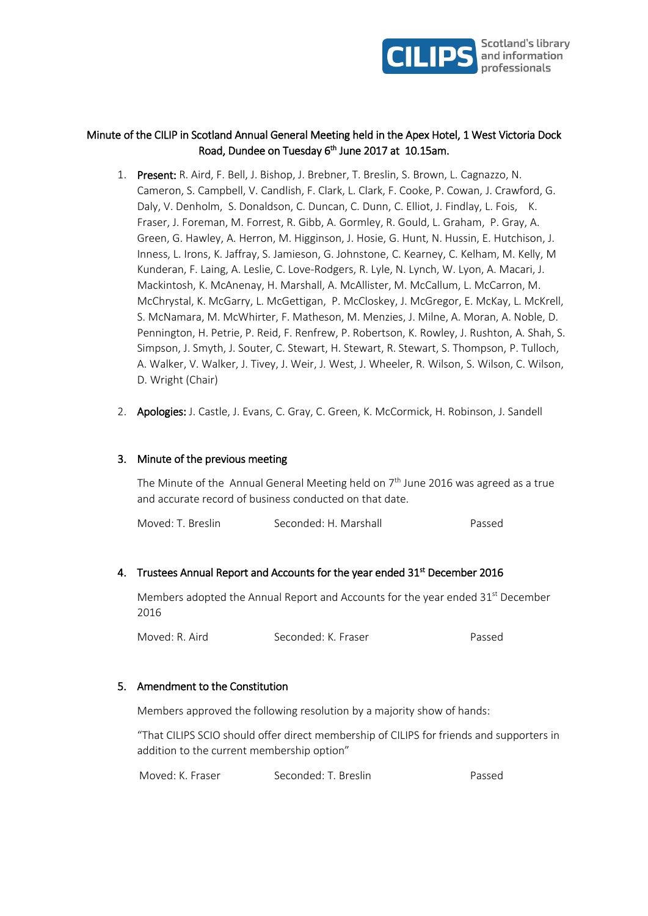CILIPS Scotland's library and information professionals

**Minute of the CILIP in Scotland Annual General Meeting held in the Apex Hotel, 1 West Victoria Dock Road, Dundee on Tuesday 6th June 2017 at 10.15am.**

1. **Present:** R. Aird, F. Bell, J. Bishop, J. Brebner, T. Breslin, S. Brown, L. Cagnazzo, N. Cameron, S. Campbell, V. Candlish, F. Clark, L. Clark, F. Cooke, P. Cowan, J. Crawford, G. Daly, V. Denholm, S. Donaldson, C. Duncan, C. Dunn, C. Elliot, J. Findlay, L. Fois, K. Fraser, J. Foreman, M. Forrest, R. Gibb, A. Gormley, R. Gould, L. Graham, P. Gray, A. Green, G. Hawley, A. Herron, M. Higginson, J. Hosie, G. Hunt, N. Hussin, E. Hutchison, J. Inness, L. Irons, K. Jaffray, S. Jamieson, G. Johnstone, C. Kearney, C. Kelham, M. Kelly, M Kunderan, F. Laing, A. Leslie, C. Love-Rodgers, R. Lyle, N. Lynch, W. Lyon, A. Macari, J. Mackintosh, K. McAnenay, H. Marshall, A. McAllister, M. McCallum, L. McCarron, M. McChrystal, K. McGarry, L. McGettigan, P. McCloskey, J. McGregor, E. McKay, L. McKrell, S. McNamara, M. McWhirter, F. Matheson, M. Menzies, J. Milne, A. Moran, A. Noble, D. Pennington, H. Petrie, P. Reid, F. Renfrew, P. Robertson, K. Rowley, J. Rushton, A. Shah, S. Simpson, J. Smyth, J. Souter, C. Stewart, H. Stewart, R. Stewart, S. Thompson, P. Tulloch, A. Walker, V. Walker, J. Tivey, J. Weir, J. West, J. Wheeler, R. Wilson, S. Wilson, C. Wilson, D. Wright (Chair)

2. **Apologies:** J. Castle, J. Evans, C. Gray, C. Green, K. McCormick, H. Robinson, J. Sandell

3. **Minute of the previous meeting**

   The Minute of the Annual General Meeting held on 7th June 2016 was agreed as a true and accurate record of business conducted on that date.

   Moved: T. Breslin | Seconded: H. Marshall | Passed

4. **Trustees Annual Report and Accounts for the year ended 31st December 2016**

   Members adopted the Annual Report and Accounts for the year ended 31st December 2016

   Moved: R. Aird | Seconded: K. Fraser | Passed

5. **Amendment to the Constitution**

   Members approved the following resolution by a majority show of hands:

   "That CILIPS SCIO should offer direct membership of CILIPS for friends and supporters in addition to the current membership option"

   Moved: K. Fraser | Seconded: T. Breslin | Passed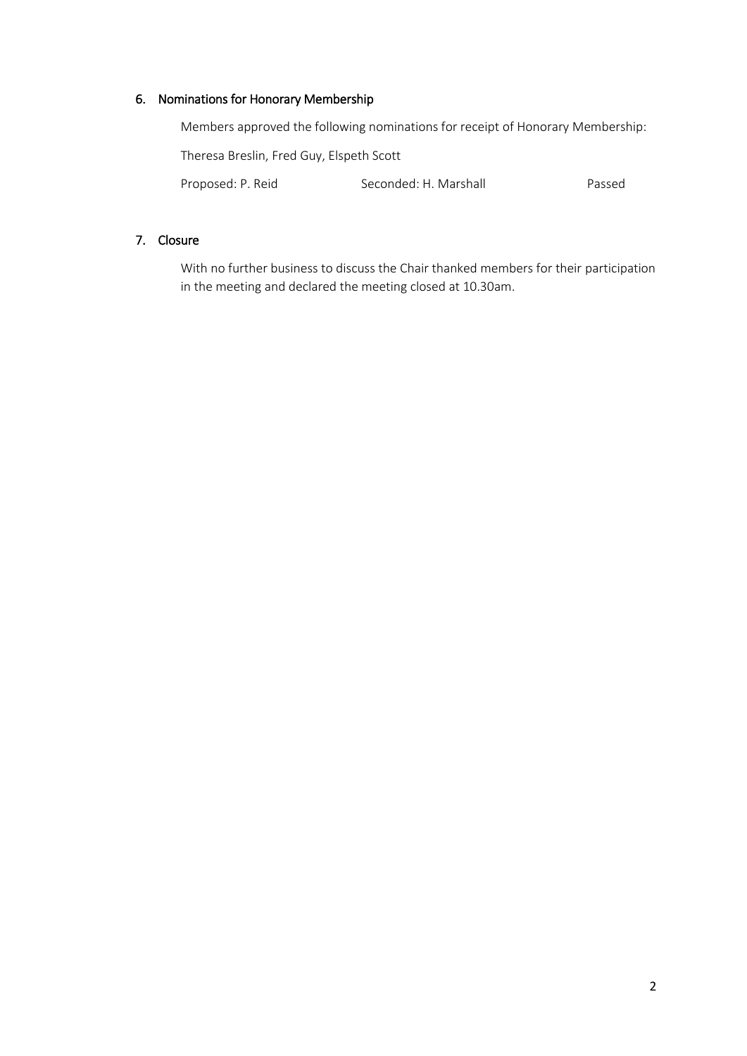## 6. Nominations for Honorary Membership

Members approved the following nominations for receipt of Honorary Membership:

Theresa Breslin, Fred Guy, Elspeth Scott

| | | |
|---|---|---|
| Proposed: P. Reid | Seconded: H. Marshall | Passed |

## 7. Closure

With no further business to discuss the Chair thanked members for their participation in the meeting and declared the meeting closed at 10.30am.